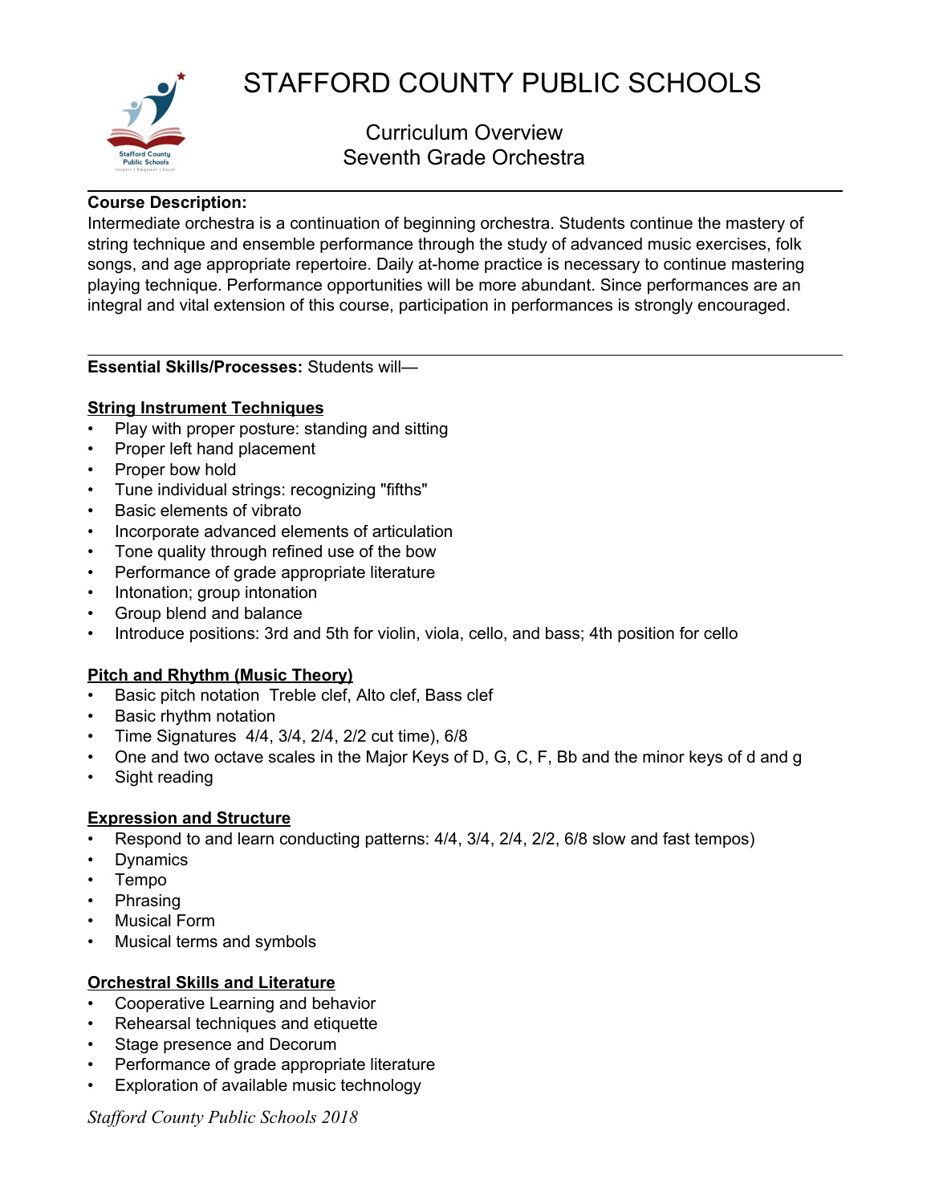// STAFFORD COUNTY PUBLIC SCHOOLS

## Curriculum Overview
## Seventh Grade Orchestra

**Course Description:**
Intermediate orchestra is a continuation of beginning orchestra. Students continue the mastery of string technique and ensemble performance through the study of advanced music exercises, folk songs, and age appropriate repertoire. Daily at-home practice is necessary to continue mastering playing technique. Performance opportunities will be more abundant. Since performances are an integral and vital extension of this course, participation in performances is strongly encouraged.

**Essential Skills/Processes:** Students will—

**String Instrument Techniques**

- Play with proper posture: standing and sitting
- Proper left hand placement
- Proper bow hold
- Tune individual strings: recognizing "fifths"
- Basic elements of vibrato
- Incorporate advanced elements of articulation
- Tone quality through refined use of the bow
- Performance of grade appropriate literature
- Intonation; group intonation
- Group blend and balance
- Introduce positions: 3rd and 5th for violin, viola, cello, and bass; 4th position for cello

**Pitch and Rhythm (Music Theory)**

- Basic pitch notation Treble clef, Alto clef, Bass clef
- Basic rhythm notation
- Time Signatures 4/4, 3/4, 2/4, 2/2 cut time), 6/8
- One and two octave scales in the Major Keys of D, G, C, F, Bb and the minor keys of d and g
- Sight reading

**Expression and Structure**

- Respond to and learn conducting patterns: 4/4, 3/4, 2/4, 2/2, 6/8 slow and fast tempos)
- Dynamics
- Tempo
- Phrasing
- Musical Form
- Musical terms and symbols

**Orchestral Skills and Literature**

- Cooperative Learning and behavior
- Rehearsal techniques and etiquette
- Stage presence and Decorum
- Performance of grade appropriate literature
- Exploration of available music technology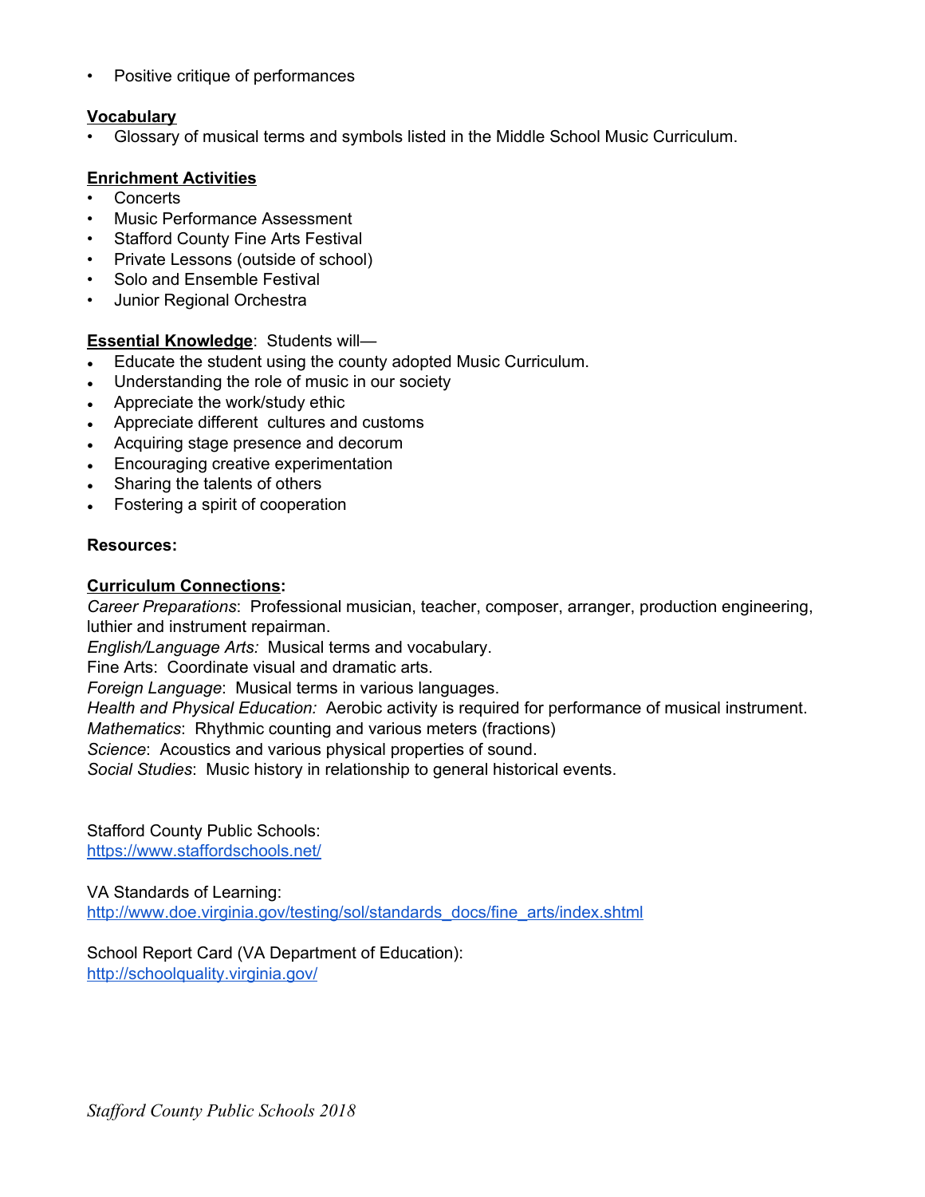- Positive critique of performances

**Vocabulary**

- Glossary of musical terms and symbols listed in the Middle School Music Curriculum.

**Enrichment Activities**

- Concerts
- Music Performance Assessment
- Stafford County Fine Arts Festival
- Private Lessons (outside of school)
- Solo and Ensemble Festival
- Junior Regional Orchestra

**Essential Knowledge**: Students will—

- Educate the student using the county adopted Music Curriculum.
- Understanding the role of music in our society
- Appreciate the work/study ethic
- Appreciate different cultures and customs
- Acquiring stage presence and decorum
- Encouraging creative experimentation
- Sharing the talents of others
- Fostering a spirit of cooperation

**Resources:**

**Curriculum Connections:**

*Career Preparations*: Professional musician, teacher, composer, arranger, production engineering, luthier and instrument repairman.
*English/Language Arts:* Musical terms and vocabulary.
Fine Arts: Coordinate visual and dramatic arts.
*Foreign Language*: Musical terms in various languages.
*Health and Physical Education:* Aerobic activity is required for performance of musical instrument.
*Mathematics*: Rhythmic counting and various meters (fractions)
*Science*: Acoustics and various physical properties of sound.
*Social Studies*: Music history in relationship to general historical events.

Stafford County Public Schools:
https://www.staffordschools.net/

VA Standards of Learning:
http://www.doe.virginia.gov/testing/sol/standards_docs/fine_arts/index.shtml

School Report Card (VA Department of Education):
http://schoolquality.virginia.gov/